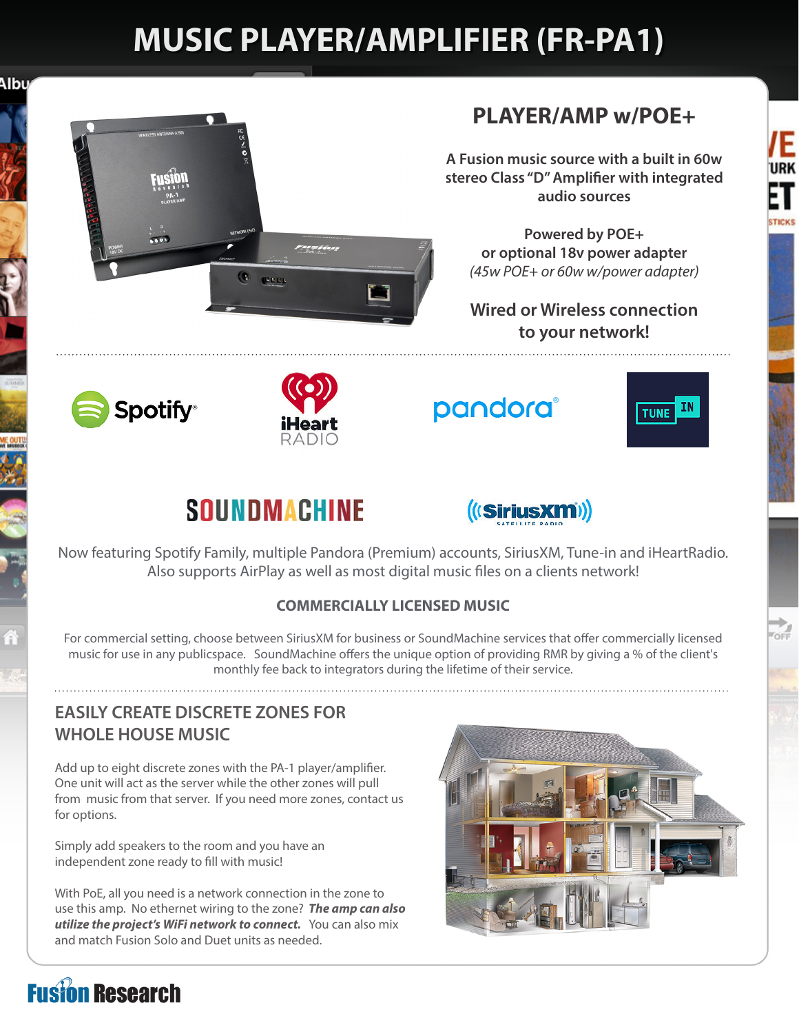# MUSIC PLAYER/AMPLIFIER (FR-PA1)

## PLAYER/AMP w/POE+

A Fusion music source with a built in 60w stereo Class "D" Amplifier with integrated audio sources

Powered by POE+
or optional 18v power adapter
*(45w POE+ or 60w w/power adapter)*

Wired or Wireless connection to your network!

Now featuring Spotify Family, multiple Pandora (Premium) accounts, SiriusXM, Tune-in and iHeartRadio. Also supports AirPlay as well as most digital music files on a clients network!

**COMMERCIALLY LICENSED MUSIC**

For commercial setting, choose between SiriusXM for business or SoundMachine services that offer commercially licensed music for use in any publicspace.  SoundMachine offers the unique option of providing RMR by giving a % of the client's monthly fee back to integrators during the lifetime of their service.

## EASILY CREATE DISCRETE ZONES FOR WHOLE HOUSE MUSIC

Add up to eight discrete zones with the PA-1 player/amplifier. One unit will act as the server while the other zones will pull from  music from that server.  If you need more zones, contact us for options.

Simply add speakers to the room and you have an independent zone ready to fill with music!

With PoE, all you need is a network connection in the zone to use this amp.  No ethernet wiring to the zone? ***The amp can also utilize the project's WiFi network to connect.*** You can also mix and match Fusion Solo and Duet units as needed.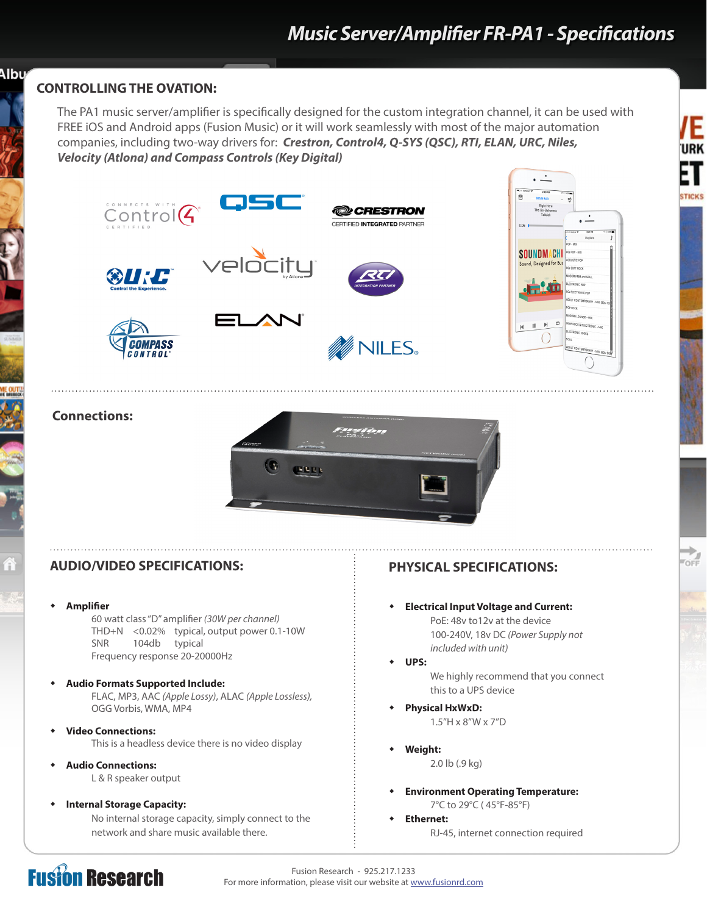# Music Server/Amplifier FR-PA1 - Specifications

## CONTROLLING THE OVATION:

The PA1 music server/amplifier is specifically designed for the custom integration channel, it can be used with FREE iOS and Android apps (Fusion Music) or it will work seamlessly with most of the major automation companies, including two-way drivers for: ***Crestron, Control4, Q-SYS (QSC), RTI, ELAN, URC, Niles, Velocity (Atlona) and Compass Controls (Key Digital)***

## Connections:

## AUDIO/VIDEO SPECIFICATIONS:

- **Amplifier**
  60 watt class "D" amplifier *(30W per channel)*
  THD+N &lt;0.02% typical, output power 0.1-10W
  SNR 104db typical
  Frequency response 20-20000Hz
- **Audio Formats Supported Include:**
  FLAC, MP3, AAC *(Apple Lossy)*, ALAC *(Apple Lossless)*, OGG Vorbis, WMA, MP4
- **Video Connections:**
  This is a headless device there is no video display
- **Audio Connections:**
  L & R speaker output
- **Internal Storage Capacity:**
  No internal storage capacity, simply connect to the network and share music available there.

## PHYSICAL SPECIFICATIONS:

- **Electrical Input Voltage and Current:**
  PoE: 48v to12v at the device
  100-240V, 18v DC *(Power Supply not included with unit)*
- **UPS:**
  We highly recommend that you connect this to a UPS device
- **Physical HxWxD:**
  1.5"H x 8"W x 7"D
- **Weight:**
  2.0 lb (.9 kg)
- **Environment Operating Temperature:**
  7°C to 29°C ( 45°F-85°F)
- **Ethernet:**
  RJ-45, internet connection required

Fusion Research - 925.217.1233
For more information, please visit our website at www.fusionrd.com